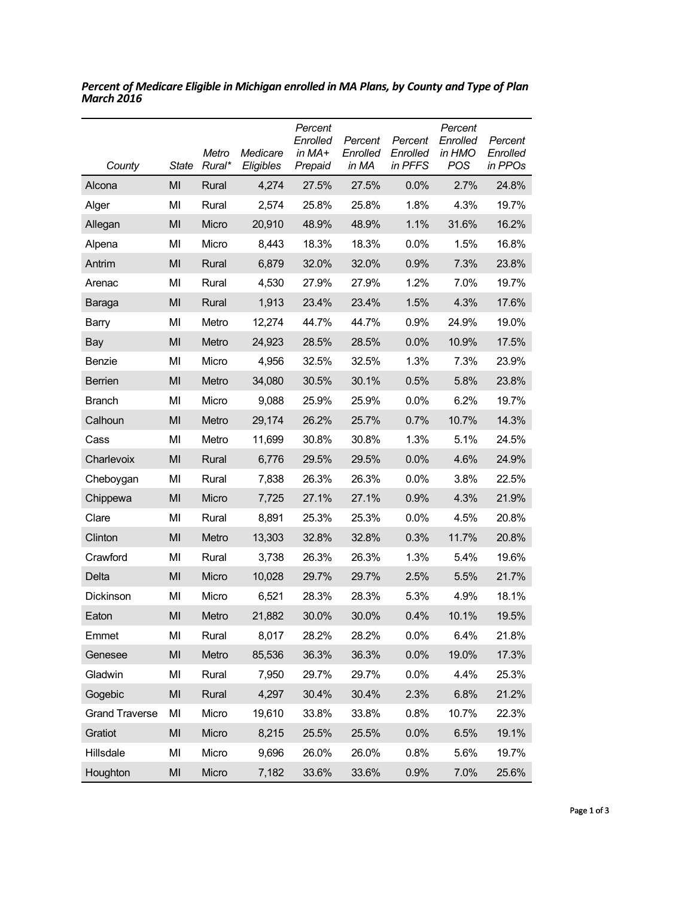***Percent of Medicare Eligible in Michigan enrolled in MA Plans, by County and Type of Plan March 2016***

| County | State | Metro Rural* | Medicare Eligibles | Percent Enrolled in MA+ Prepaid | Percent Enrolled in MA | Percent Enrolled in PFFS | Percent Enrolled in HMO POS | Percent Enrolled in PPOs |
|---|---|---|---|---|---|---|---|---|
| Alcona | MI | Rural | 4,274 | 27.5% | 27.5% | 0.0% | 2.7% | 24.8% |
| Alger | MI | Rural | 2,574 | 25.8% | 25.8% | 1.8% | 4.3% | 19.7% |
| Allegan | MI | Micro | 20,910 | 48.9% | 48.9% | 1.1% | 31.6% | 16.2% |
| Alpena | MI | Micro | 8,443 | 18.3% | 18.3% | 0.0% | 1.5% | 16.8% |
| Antrim | MI | Rural | 6,879 | 32.0% | 32.0% | 0.9% | 7.3% | 23.8% |
| Arenac | MI | Rural | 4,530 | 27.9% | 27.9% | 1.2% | 7.0% | 19.7% |
| Baraga | MI | Rural | 1,913 | 23.4% | 23.4% | 1.5% | 4.3% | 17.6% |
| Barry | MI | Metro | 12,274 | 44.7% | 44.7% | 0.9% | 24.9% | 19.0% |
| Bay | MI | Metro | 24,923 | 28.5% | 28.5% | 0.0% | 10.9% | 17.5% |
| Benzie | MI | Micro | 4,956 | 32.5% | 32.5% | 1.3% | 7.3% | 23.9% |
| Berrien | MI | Metro | 34,080 | 30.5% | 30.1% | 0.5% | 5.8% | 23.8% |
| Branch | MI | Micro | 9,088 | 25.9% | 25.9% | 0.0% | 6.2% | 19.7% |
| Calhoun | MI | Metro | 29,174 | 26.2% | 25.7% | 0.7% | 10.7% | 14.3% |
| Cass | MI | Metro | 11,699 | 30.8% | 30.8% | 1.3% | 5.1% | 24.5% |
| Charlevoix | MI | Rural | 6,776 | 29.5% | 29.5% | 0.0% | 4.6% | 24.9% |
| Cheboygan | MI | Rural | 7,838 | 26.3% | 26.3% | 0.0% | 3.8% | 22.5% |
| Chippewa | MI | Micro | 7,725 | 27.1% | 27.1% | 0.9% | 4.3% | 21.9% |
| Clare | MI | Rural | 8,891 | 25.3% | 25.3% | 0.0% | 4.5% | 20.8% |
| Clinton | MI | Metro | 13,303 | 32.8% | 32.8% | 0.3% | 11.7% | 20.8% |
| Crawford | MI | Rural | 3,738 | 26.3% | 26.3% | 1.3% | 5.4% | 19.6% |
| Delta | MI | Micro | 10,028 | 29.7% | 29.7% | 2.5% | 5.5% | 21.7% |
| Dickinson | MI | Micro | 6,521 | 28.3% | 28.3% | 5.3% | 4.9% | 18.1% |
| Eaton | MI | Metro | 21,882 | 30.0% | 30.0% | 0.4% | 10.1% | 19.5% |
| Emmet | MI | Rural | 8,017 | 28.2% | 28.2% | 0.0% | 6.4% | 21.8% |
| Genesee | MI | Metro | 85,536 | 36.3% | 36.3% | 0.0% | 19.0% | 17.3% |
| Gladwin | MI | Rural | 7,950 | 29.7% | 29.7% | 0.0% | 4.4% | 25.3% |
| Gogebic | MI | Rural | 4,297 | 30.4% | 30.4% | 2.3% | 6.8% | 21.2% |
| Grand Traverse | MI | Micro | 19,610 | 33.8% | 33.8% | 0.8% | 10.7% | 22.3% |
| Gratiot | MI | Micro | 8,215 | 25.5% | 25.5% | 0.0% | 6.5% | 19.1% |
| Hillsdale | MI | Micro | 9,696 | 26.0% | 26.0% | 0.8% | 5.6% | 19.7% |
| Houghton | MI | Micro | 7,182 | 33.6% | 33.6% | 0.9% | 7.0% | 25.6% |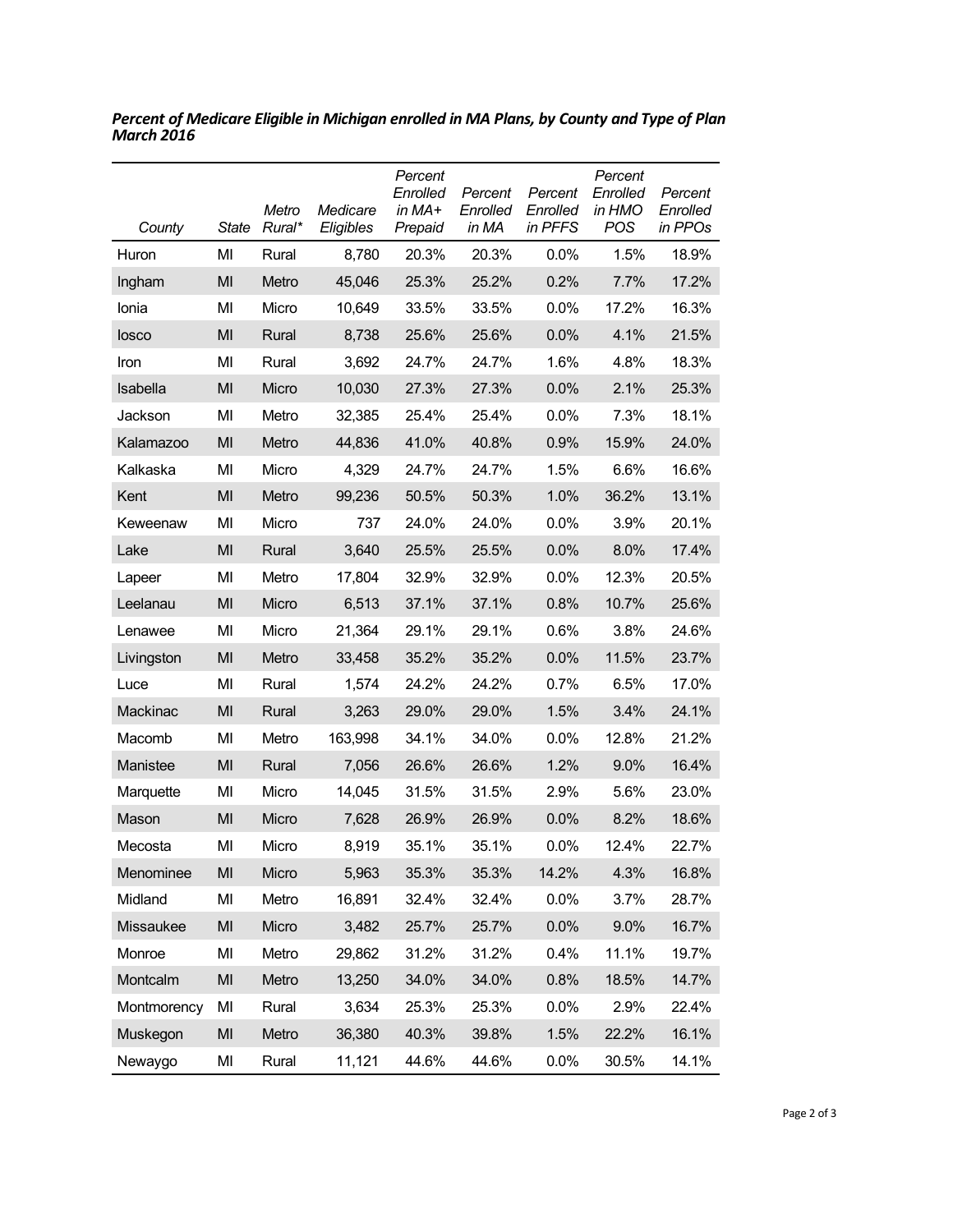***Percent of Medicare Eligible in Michigan enrolled in MA Plans, by County and Type of Plan March 2016***

| *County* | *State* | *Metro Rural\** | *Medicare Eligibles* | *Percent Enrolled in MA+ Prepaid* | *Percent Enrolled in MA* | *Percent Enrolled in PFFS* | *Percent Enrolled in HMO POS* | *Percent Enrolled in PPOs* |
|---|---|---|---|---|---|---|---|---|
| Huron | MI | Rural | 8,780 | 20.3% | 20.3% | 0.0% | 1.5% | 18.9% |
| Ingham | MI | Metro | 45,046 | 25.3% | 25.2% | 0.2% | 7.7% | 17.2% |
| Ionia | MI | Micro | 10,649 | 33.5% | 33.5% | 0.0% | 17.2% | 16.3% |
| Iosco | MI | Rural | 8,738 | 25.6% | 25.6% | 0.0% | 4.1% | 21.5% |
| Iron | MI | Rural | 3,692 | 24.7% | 24.7% | 1.6% | 4.8% | 18.3% |
| Isabella | MI | Micro | 10,030 | 27.3% | 27.3% | 0.0% | 2.1% | 25.3% |
| Jackson | MI | Metro | 32,385 | 25.4% | 25.4% | 0.0% | 7.3% | 18.1% |
| Kalamazoo | MI | Metro | 44,836 | 41.0% | 40.8% | 0.9% | 15.9% | 24.0% |
| Kalkaska | MI | Micro | 4,329 | 24.7% | 24.7% | 1.5% | 6.6% | 16.6% |
| Kent | MI | Metro | 99,236 | 50.5% | 50.3% | 1.0% | 36.2% | 13.1% |
| Keweenaw | MI | Micro | 737 | 24.0% | 24.0% | 0.0% | 3.9% | 20.1% |
| Lake | MI | Rural | 3,640 | 25.5% | 25.5% | 0.0% | 8.0% | 17.4% |
| Lapeer | MI | Metro | 17,804 | 32.9% | 32.9% | 0.0% | 12.3% | 20.5% |
| Leelanau | MI | Micro | 6,513 | 37.1% | 37.1% | 0.8% | 10.7% | 25.6% |
| Lenawee | MI | Micro | 21,364 | 29.1% | 29.1% | 0.6% | 3.8% | 24.6% |
| Livingston | MI | Metro | 33,458 | 35.2% | 35.2% | 0.0% | 11.5% | 23.7% |
| Luce | MI | Rural | 1,574 | 24.2% | 24.2% | 0.7% | 6.5% | 17.0% |
| Mackinac | MI | Rural | 3,263 | 29.0% | 29.0% | 1.5% | 3.4% | 24.1% |
| Macomb | MI | Metro | 163,998 | 34.1% | 34.0% | 0.0% | 12.8% | 21.2% |
| Manistee | MI | Rural | 7,056 | 26.6% | 26.6% | 1.2% | 9.0% | 16.4% |
| Marquette | MI | Micro | 14,045 | 31.5% | 31.5% | 2.9% | 5.6% | 23.0% |
| Mason | MI | Micro | 7,628 | 26.9% | 26.9% | 0.0% | 8.2% | 18.6% |
| Mecosta | MI | Micro | 8,919 | 35.1% | 35.1% | 0.0% | 12.4% | 22.7% |
| Menominee | MI | Micro | 5,963 | 35.3% | 35.3% | 14.2% | 4.3% | 16.8% |
| Midland | MI | Metro | 16,891 | 32.4% | 32.4% | 0.0% | 3.7% | 28.7% |
| Missaukee | MI | Micro | 3,482 | 25.7% | 25.7% | 0.0% | 9.0% | 16.7% |
| Monroe | MI | Metro | 29,862 | 31.2% | 31.2% | 0.4% | 11.1% | 19.7% |
| Montcalm | MI | Metro | 13,250 | 34.0% | 34.0% | 0.8% | 18.5% | 14.7% |
| Montmorency | MI | Rural | 3,634 | 25.3% | 25.3% | 0.0% | 2.9% | 22.4% |
| Muskegon | MI | Metro | 36,380 | 40.3% | 39.8% | 1.5% | 22.2% | 16.1% |
| Newaygo | MI | Rural | 11,121 | 44.6% | 44.6% | 0.0% | 30.5% | 14.1% |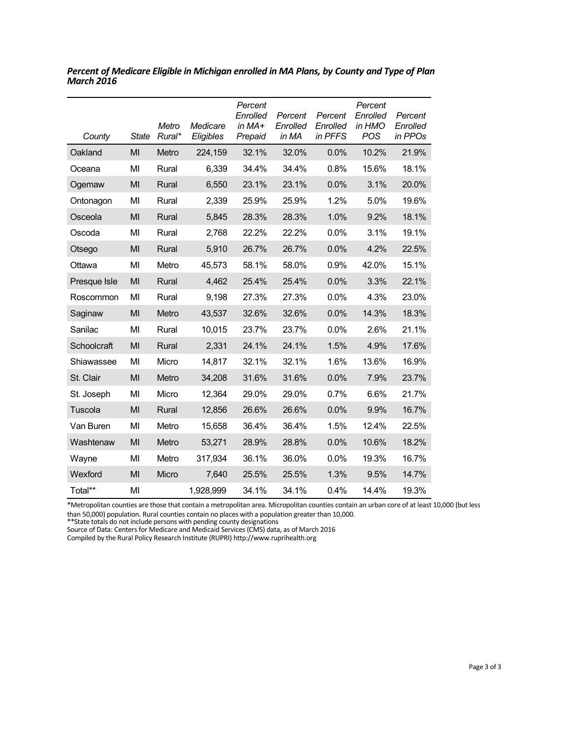***Percent of Medicare Eligible in Michigan enrolled in MA Plans, by County and Type of Plan***
***March 2016***

| *County* | *State* | *Metro Rural** | *Medicare Eligibles* | *Percent Enrolled in MA+ Prepaid* | *Percent Enrolled in MA* | *Percent Enrolled in PFFS* | *Percent Enrolled in HMO POS* | *Percent Enrolled in PPOs* |
|---|---|---|---|---|---|---|---|---|
| Oakland | MI | Metro | 224,159 | 32.1% | 32.0% | 0.0% | 10.2% | 21.9% |
| Oceana | MI | Rural | 6,339 | 34.4% | 34.4% | 0.8% | 15.6% | 18.1% |
| Ogemaw | MI | Rural | 6,550 | 23.1% | 23.1% | 0.0% | 3.1% | 20.0% |
| Ontonagon | MI | Rural | 2,339 | 25.9% | 25.9% | 1.2% | 5.0% | 19.6% |
| Osceola | MI | Rural | 5,845 | 28.3% | 28.3% | 1.0% | 9.2% | 18.1% |
| Oscoda | MI | Rural | 2,768 | 22.2% | 22.2% | 0.0% | 3.1% | 19.1% |
| Otsego | MI | Rural | 5,910 | 26.7% | 26.7% | 0.0% | 4.2% | 22.5% |
| Ottawa | MI | Metro | 45,573 | 58.1% | 58.0% | 0.9% | 42.0% | 15.1% |
| Presque Isle | MI | Rural | 4,462 | 25.4% | 25.4% | 0.0% | 3.3% | 22.1% |
| Roscommon | MI | Rural | 9,198 | 27.3% | 27.3% | 0.0% | 4.3% | 23.0% |
| Saginaw | MI | Metro | 43,537 | 32.6% | 32.6% | 0.0% | 14.3% | 18.3% |
| Sanilac | MI | Rural | 10,015 | 23.7% | 23.7% | 0.0% | 2.6% | 21.1% |
| Schoolcraft | MI | Rural | 2,331 | 24.1% | 24.1% | 1.5% | 4.9% | 17.6% |
| Shiawassee | MI | Micro | 14,817 | 32.1% | 32.1% | 1.6% | 13.6% | 16.9% |
| St. Clair | MI | Metro | 34,208 | 31.6% | 31.6% | 0.0% | 7.9% | 23.7% |
| St. Joseph | MI | Micro | 12,364 | 29.0% | 29.0% | 0.7% | 6.6% | 21.7% |
| Tuscola | MI | Rural | 12,856 | 26.6% | 26.6% | 0.0% | 9.9% | 16.7% |
| Van Buren | MI | Metro | 15,658 | 36.4% | 36.4% | 1.5% | 12.4% | 22.5% |
| Washtenaw | MI | Metro | 53,271 | 28.9% | 28.8% | 0.0% | 10.6% | 18.2% |
| Wayne | MI | Metro | 317,934 | 36.1% | 36.0% | 0.0% | 19.3% | 16.7% |
| Wexford | MI | Micro | 7,640 | 25.5% | 25.5% | 1.3% | 9.5% | 14.7% |
| Total** | MI | | 1,928,999 | 34.1% | 34.1% | 0.4% | 14.4% | 19.3% |

*Metropolitan counties are those that contain a metropolitan area. Micropolitan counties contain an urban core of at least 10,000 (but less than 50,000) population. Rural counties contain no places with a population greater than 10,000.
**State totals do not include persons with pending county designations
Source of Data: Centers for Medicare and Medicaid Services (CMS) data, as of March 2016
Compiled by the Rural Policy Research Institute (RUPRI) http://www.ruprihealth.org